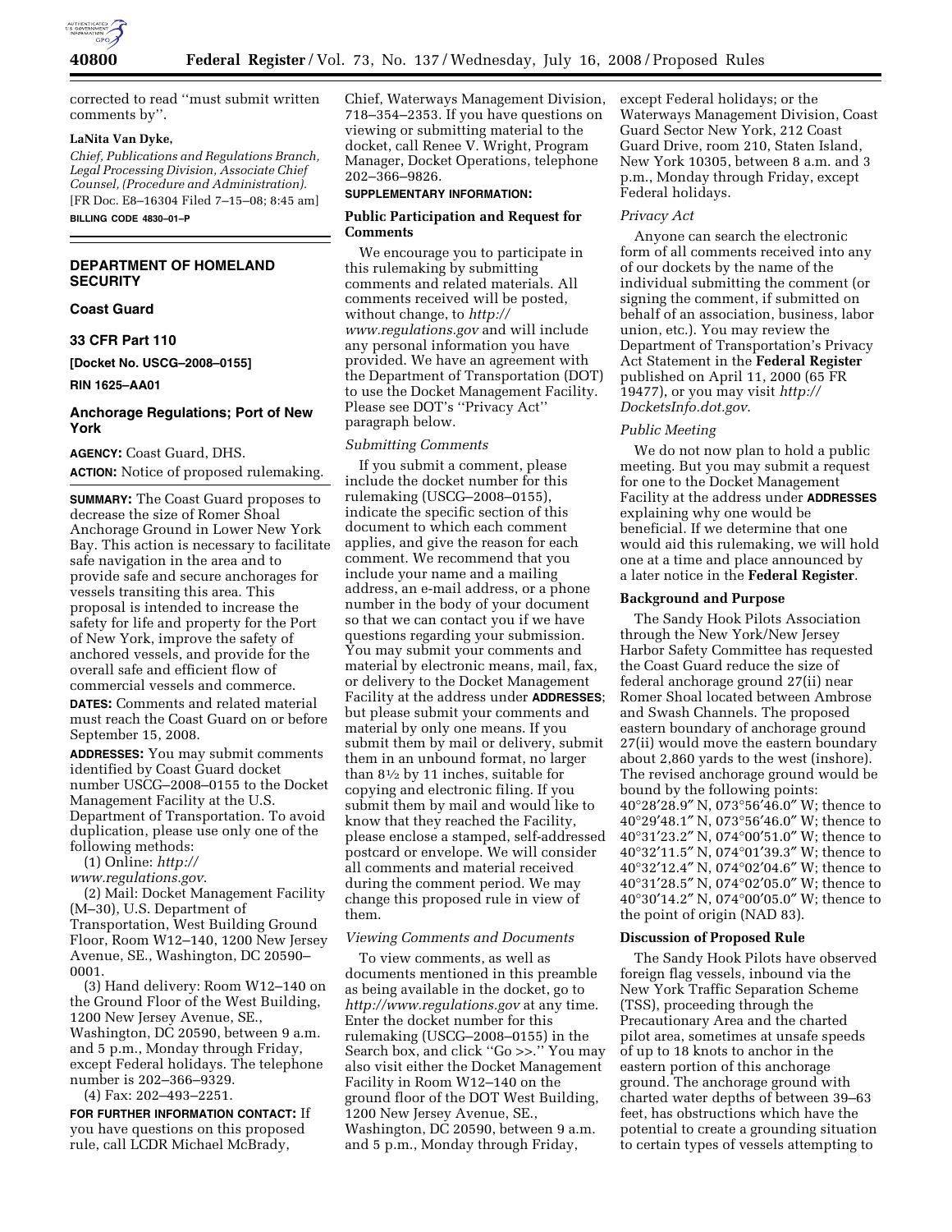corrected to read ''must submit written comments by''.

**LaNita Van Dyke,**

*Chief, Publications and Regulations Branch, Legal Processing Division, Associate Chief Counsel, (Procedure and Administration).*

[FR Doc. E8–16304 Filed 7–15–08; 8:45 am]

**BILLING CODE 4830–01–P**

## DEPARTMENT OF HOMELAND SECURITY

### Coast Guard

### 33 CFR Part 110

**[Docket No. USCG–2008–0155]**

**RIN 1625–AA01**

## Anchorage Regulations; Port of New York

**AGENCY:** Coast Guard, DHS.

**ACTION:** Notice of proposed rulemaking.

**SUMMARY:** The Coast Guard proposes to decrease the size of Romer Shoal Anchorage Ground in Lower New York Bay. This action is necessary to facilitate safe navigation in the area and to provide safe and secure anchorages for vessels transiting this area. This proposal is intended to increase the safety for life and property for the Port of New York, improve the safety of anchored vessels, and provide for the overall safe and efficient flow of commercial vessels and commerce.

**DATES:** Comments and related material must reach the Coast Guard on or before September 15, 2008.

**ADDRESSES:** You may submit comments identified by Coast Guard docket number USCG–2008–0155 to the Docket Management Facility at the U.S. Department of Transportation. To avoid duplication, please use only one of the following methods:

(1) Online: *http://www.regulations.gov.*

(2) Mail: Docket Management Facility (M–30), U.S. Department of Transportation, West Building Ground Floor, Room W12–140, 1200 New Jersey Avenue, SE., Washington, DC 20590–0001.

(3) Hand delivery: Room W12–140 on the Ground Floor of the West Building, 1200 New Jersey Avenue, SE., Washington, DC 20590, between 9 a.m. and 5 p.m., Monday through Friday, except Federal holidays. The telephone number is 202–366–9329.

(4) Fax: 202–493–2251.

**FOR FURTHER INFORMATION CONTACT:** If you have questions on this proposed rule, call LCDR Michael McBrady, Chief, Waterways Management Division, 718–354–2353. If you have questions on viewing or submitting material to the docket, call Renee V. Wright, Program Manager, Docket Operations, telephone 202–366–9826.

**SUPPLEMENTARY INFORMATION:**

### Public Participation and Request for Comments

We encourage you to participate in this rulemaking by submitting comments and related materials. All comments received will be posted, without change, to *http://www.regulations.gov* and will include any personal information you have provided. We have an agreement with the Department of Transportation (DOT) to use the Docket Management Facility. Please see DOT's ''Privacy Act'' paragraph below.

*Submitting Comments*

If you submit a comment, please include the docket number for this rulemaking (USCG–2008–0155), indicate the specific section of this document to which each comment applies, and give the reason for each comment. We recommend that you include your name and a mailing address, an e-mail address, or a phone number in the body of your document so that we can contact you if we have questions regarding your submission. You may submit your comments and material by electronic means, mail, fax, or delivery to the Docket Management Facility at the address under **ADDRESSES**; but please submit your comments and material by only one means. If you submit them by mail or delivery, submit them in an unbound format, no larger than 8½ by 11 inches, suitable for copying and electronic filing. If you submit them by mail and would like to know that they reached the Facility, please enclose a stamped, self-addressed postcard or envelope. We will consider all comments and material received during the comment period. We may change this proposed rule in view of them.

*Viewing Comments and Documents*

To view comments, as well as documents mentioned in this preamble as being available in the docket, go to *http://www.regulations.gov* at any time. Enter the docket number for this rulemaking (USCG–2008–0155) in the Search box, and click ''Go >>.'' You may also visit either the Docket Management Facility in Room W12–140 on the ground floor of the DOT West Building, 1200 New Jersey Avenue, SE., Washington, DC 20590, between 9 a.m. and 5 p.m., Monday through Friday, except Federal holidays; or the Waterways Management Division, Coast Guard Sector New York, 212 Coast Guard Drive, room 210, Staten Island, New York 10305, between 8 a.m. and 3 p.m., Monday through Friday, except Federal holidays.

*Privacy Act*

Anyone can search the electronic form of all comments received into any of our dockets by the name of the individual submitting the comment (or signing the comment, if submitted on behalf of an association, business, labor union, etc.). You may review the Department of Transportation's Privacy Act Statement in the **Federal Register** published on April 11, 2000 (65 FR 19477), or you may visit *http://DocketsInfo.dot.gov.*

*Public Meeting*

We do not now plan to hold a public meeting. But you may submit a request for one to the Docket Management Facility at the address under **ADDRESSES** explaining why one would be beneficial. If we determine that one would aid this rulemaking, we will hold one at a time and place announced by a later notice in the **Federal Register**.

### Background and Purpose

The Sandy Hook Pilots Association through the New York/New Jersey Harbor Safety Committee has requested the Coast Guard reduce the size of federal anchorage ground 27(ii) near Romer Shoal located between Ambrose and Swash Channels. The proposed eastern boundary of anchorage ground 27(ii) would move the eastern boundary about 2,860 yards to the west (inshore). The revised anchorage ground would be bound by the following points: 40°28′28.9″ N, 073°56′46.0″ W; thence to 40°29′48.1″ N, 073°56′46.0″ W; thence to 40°31′23.2″ N, 074°00′51.0″ W; thence to 40°32′11.5″ N, 074°01′39.3″ W; thence to 40°32′12.4″ N, 074°02′04.6″ W; thence to 40°31′28.5″ N, 074°02′05.0″ W; thence to 40°30′14.2″ N, 074°00′05.0″ W; thence to the point of origin (NAD 83).

### Discussion of Proposed Rule

The Sandy Hook Pilots have observed foreign flag vessels, inbound via the New York Traffic Separation Scheme (TSS), proceeding through the Precautionary Area and the charted pilot area, sometimes at unsafe speeds of up to 18 knots to anchor in the eastern portion of this anchorage ground. The anchorage ground with charted water depths of between 39–63 feet, has obstructions which have the potential to create a grounding situation to certain types of vessels attempting to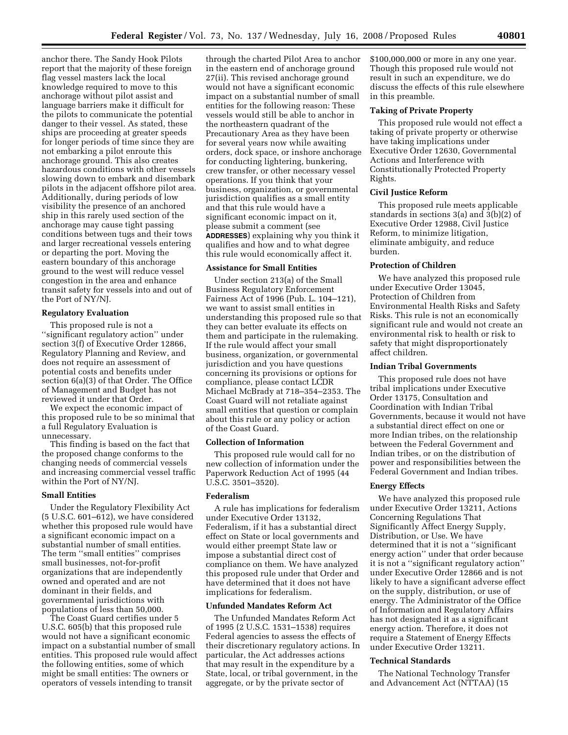anchor there. The Sandy Hook Pilots report that the majority of these foreign flag vessel masters lack the local knowledge required to move to this anchorage without pilot assist and language barriers make it difficult for the pilots to communicate the potential danger to their vessel. As stated, these ships are proceeding at greater speeds for longer periods of time since they are not embarking a pilot enroute this anchorage ground. This also creates hazardous conditions with other vessels slowing down to embark and disembark pilots in the adjacent offshore pilot area. Additionally, during periods of low visibility the presence of an anchored ship in this rarely used section of the anchorage may cause tight passing conditions between tugs and their tows and larger recreational vessels entering or departing the port. Moving the eastern boundary of this anchorage ground to the west will reduce vessel congestion in the area and enhance transit safety for vessels into and out of the Port of NY/NJ.

### Regulatory Evaluation

This proposed rule is not a "significant regulatory action" under section 3(f) of Executive Order 12866, Regulatory Planning and Review, and does not require an assessment of potential costs and benefits under section 6(a)(3) of that Order. The Office of Management and Budget has not reviewed it under that Order.

We expect the economic impact of this proposed rule to be so minimal that a full Regulatory Evaluation is unnecessary.

This finding is based on the fact that the proposed change conforms to the changing needs of commercial vessels and increasing commercial vessel traffic within the Port of NY/NJ.

### Small Entities

Under the Regulatory Flexibility Act (5 U.S.C. 601–612), we have considered whether this proposed rule would have a significant economic impact on a substantial number of small entities. The term "small entities" comprises small businesses, not-for-profit organizations that are independently owned and operated and are not dominant in their fields, and governmental jurisdictions with populations of less than 50,000.

The Coast Guard certifies under 5 U.S.C. 605(b) that this proposed rule would not have a significant economic impact on a substantial number of small entities. This proposed rule would affect the following entities, some of which might be small entities: The owners or operators of vessels intending to transit through the charted Pilot Area to anchor in the eastern end of anchorage ground 27(ii). This revised anchorage ground would not have a significant economic impact on a substantial number of small entities for the following reason: These vessels would still be able to anchor in the northeastern quadrant of the Precautionary Area as they have been for several years now while awaiting orders, dock space, or inshore anchorage for conducting lightering, bunkering, crew transfer, or other necessary vessel operations. If you think that your business, organization, or governmental jurisdiction qualifies as a small entity and that this rule would have a significant economic impact on it, please submit a comment (see **ADDRESSES**) explaining why you think it qualifies and how and to what degree this rule would economically affect it.

### Assistance for Small Entities

Under section 213(a) of the Small Business Regulatory Enforcement Fairness Act of 1996 (Pub. L. 104–121), we want to assist small entities in understanding this proposed rule so that they can better evaluate its effects on them and participate in the rulemaking. If the rule would affect your small business, organization, or governmental jurisdiction and you have questions concerning its provisions or options for compliance, please contact LCDR Michael McBrady at 718–354–2353. The Coast Guard will not retaliate against small entities that question or complain about this rule or any policy or action of the Coast Guard.

### Collection of Information

This proposed rule would call for no new collection of information under the Paperwork Reduction Act of 1995 (44 U.S.C. 3501–3520).

### Federalism

A rule has implications for federalism under Executive Order 13132, Federalism, if it has a substantial direct effect on State or local governments and would either preempt State law or impose a substantial direct cost of compliance on them. We have analyzed this proposed rule under that Order and have determined that it does not have implications for federalism.

### Unfunded Mandates Reform Act

The Unfunded Mandates Reform Act of 1995 (2 U.S.C. 1531–1538) requires Federal agencies to assess the effects of their discretionary regulatory actions. In particular, the Act addresses actions that may result in the expenditure by a State, local, or tribal government, in the aggregate, or by the private sector of $100,000,000 or more in any one year. Though this proposed rule would not result in such an expenditure, we do discuss the effects of this rule elsewhere in this preamble.

### Taking of Private Property

This proposed rule would not effect a taking of private property or otherwise have taking implications under Executive Order 12630, Governmental Actions and Interference with Constitutionally Protected Property Rights.

### Civil Justice Reform

This proposed rule meets applicable standards in sections 3(a) and 3(b)(2) of Executive Order 12988, Civil Justice Reform, to minimize litigation, eliminate ambiguity, and reduce burden.

### Protection of Children

We have analyzed this proposed rule under Executive Order 13045, Protection of Children from Environmental Health Risks and Safety Risks. This rule is not an economically significant rule and would not create an environmental risk to health or risk to safety that might disproportionately affect children.

### Indian Tribal Governments

This proposed rule does not have tribal implications under Executive Order 13175, Consultation and Coordination with Indian Tribal Governments, because it would not have a substantial direct effect on one or more Indian tribes, on the relationship between the Federal Government and Indian tribes, or on the distribution of power and responsibilities between the Federal Government and Indian tribes.

### Energy Effects

We have analyzed this proposed rule under Executive Order 13211, Actions Concerning Regulations That Significantly Affect Energy Supply, Distribution, or Use. We have determined that it is not a "significant energy action" under that order because it is not a "significant regulatory action" under Executive Order 12866 and is not likely to have a significant adverse effect on the supply, distribution, or use of energy. The Administrator of the Office of Information and Regulatory Affairs has not designated it as a significant energy action. Therefore, it does not require a Statement of Energy Effects under Executive Order 13211.

### Technical Standards

The National Technology Transfer and Advancement Act (NTTAA) (15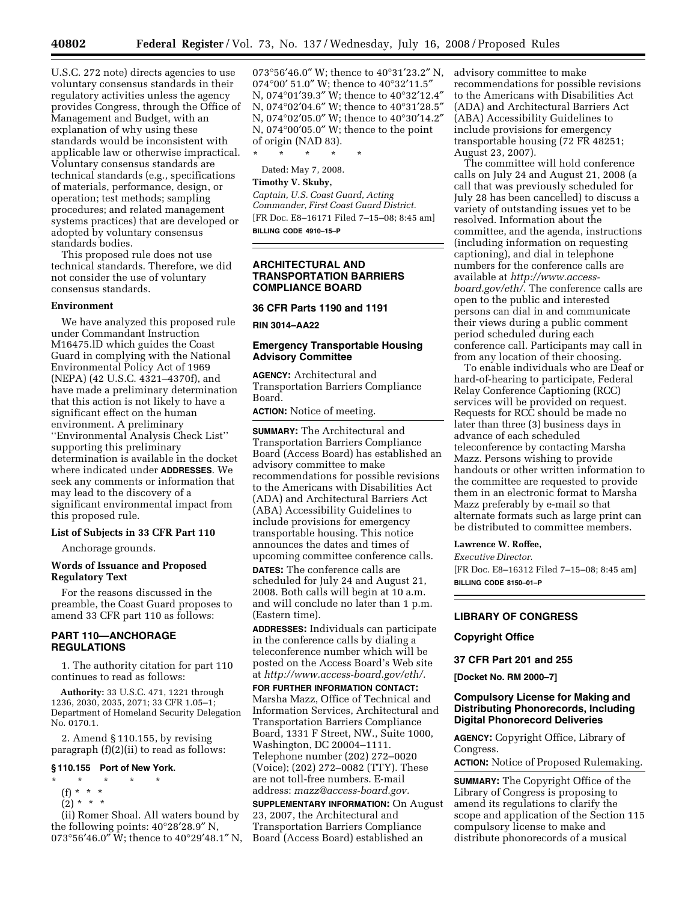U.S.C. 272 note) directs agencies to use voluntary consensus standards in their regulatory activities unless the agency provides Congress, through the Office of Management and Budget, with an explanation of why using these standards would be inconsistent with applicable law or otherwise impractical. Voluntary consensus standards are technical standards (e.g., specifications of materials, performance, design, or operation; test methods; sampling procedures; and related management systems practices) that are developed or adopted by voluntary consensus standards bodies.

This proposed rule does not use technical standards. Therefore, we did not consider the use of voluntary consensus standards.

**Environment**

We have analyzed this proposed rule under Commandant Instruction M16475.lD which guides the Coast Guard in complying with the National Environmental Policy Act of 1969 (NEPA) (42 U.S.C. 4321–4370f), and have made a preliminary determination that this action is not likely to have a significant effect on the human environment. A preliminary ''Environmental Analysis Check List'' supporting this preliminary determination is available in the docket where indicated under **ADDRESSES**. We seek any comments or information that may lead to the discovery of a significant environmental impact from this proposed rule.

**List of Subjects in 33 CFR Part 110**

Anchorage grounds.

**Words of Issuance and Proposed Regulatory Text**

For the reasons discussed in the preamble, the Coast Guard proposes to amend 33 CFR part 110 as follows:

## PART 110—ANCHORAGE REGULATIONS

1. The authority citation for part 110 continues to read as follows:

**Authority:** 33 U.S.C. 471, 1221 through 1236, 2030, 2035, 2071; 33 CFR 1.05–1; Department of Homeland Security Delegation No. 0170.1.

2. Amend § 110.155, by revising paragraph (f)(2)(ii) to read as follows:

### § 110.155 Port of New York.

\* \* \* \* \*

(f) \* \* \*

(2) \* \* \*

(ii) Romer Shoal. All waters bound by the following points: 40°28′28.9″ N, 073°56′46.0″ W; thence to 40°29′48.1″ N, 073°56′46.0″ W; thence to 40°31′23.2″ N, 074°00′ 51.0″ W; thence to 40°32′11.5″ N, 074°01′39.3″ W; thence to 40°32′12.4″ N, 074°02′04.6″ W; thence to 40°31′28.5″ N, 074°02′05.0″ W; thence to 40°30′14.2″ N, 074°00′05.0″ W; thence to the point of origin (NAD 83).

\* \* \* \* \*

Dated: May 7, 2008.

**Timothy V. Skuby,**

*Captain, U.S. Coast Guard, Acting Commander, First Coast Guard District.*

[FR Doc. E8–16171 Filed 7–15–08; 8:45 am]

**BILLING CODE 4910–15–P**

## ARCHITECTURAL AND TRANSPORTATION BARRIERS COMPLIANCE BOARD

### 36 CFR Parts 1190 and 1191

**RIN 3014–AA22**

### Emergency Transportable Housing Advisory Committee

**AGENCY:** Architectural and Transportation Barriers Compliance Board.

**ACTION:** Notice of meeting.

**SUMMARY:** The Architectural and Transportation Barriers Compliance Board (Access Board) has established an advisory committee to make recommendations for possible revisions to the Americans with Disabilities Act (ADA) and Architectural Barriers Act (ABA) Accessibility Guidelines to include provisions for emergency transportable housing. This notice announces the dates and times of upcoming committee conference calls.

**DATES:** The conference calls are scheduled for July 24 and August 21, 2008. Both calls will begin at 10 a.m. and will conclude no later than 1 p.m. (Eastern time).

**ADDRESSES:** Individuals can participate in the conference calls by dialing a teleconference number which will be posted on the Access Board's Web site at *http://www.access-board.gov/eth/*.

**FOR FURTHER INFORMATION CONTACT:** Marsha Mazz, Office of Technical and Information Services, Architectural and Transportation Barriers Compliance Board, 1331 F Street, NW., Suite 1000, Washington, DC 20004–1111. Telephone number (202) 272–0020 (Voice); (202) 272–0082 (TTY). These are not toll-free numbers. E-mail address: *mazz@access-board.gov*.

**SUPPLEMENTARY INFORMATION:** On August 23, 2007, the Architectural and Transportation Barriers Compliance Board (Access Board) established an advisory committee to make recommendations for possible revisions to the Americans with Disabilities Act (ADA) and Architectural Barriers Act (ABA) Accessibility Guidelines to include provisions for emergency transportable housing (72 FR 48251; August 23, 2007).

The committee will hold conference calls on July 24 and August 21, 2008 (a call that was previously scheduled for July 28 has been cancelled) to discuss a variety of outstanding issues yet to be resolved. Information about the committee, and the agenda, instructions (including information on requesting captioning), and dial in telephone numbers for the conference calls are available at *http://www.access-board.gov/eth/*. The conference calls are open to the public and interested persons can dial in and communicate their views during a public comment period scheduled during each conference call. Participants may call in from any location of their choosing.

To enable individuals who are Deaf or hard-of-hearing to participate, Federal Relay Conference Captioning (RCC) services will be provided on request. Requests for RCC should be made no later than three (3) business days in advance of each scheduled teleconference by contacting Marsha Mazz. Persons wishing to provide handouts or other written information to the committee are requested to provide them in an electronic format to Marsha Mazz preferably by e-mail so that alternate formats such as large print can be distributed to committee members.

**Lawrence W. Roffee,**

*Executive Director.*

[FR Doc. E8–16312 Filed 7–15–08; 8:45 am]

**BILLING CODE 8150–01–P**

## LIBRARY OF CONGRESS

### Copyright Office

### 37 CFR Part 201 and 255

**[Docket No. RM 2000–7]**

### Compulsory License for Making and Distributing Phonorecords, Including Digital Phonorecord Deliveries

**AGENCY:** Copyright Office, Library of Congress.

**ACTION:** Notice of Proposed Rulemaking.

**SUMMARY:** The Copyright Office of the Library of Congress is proposing to amend its regulations to clarify the scope and application of the Section 115 compulsory license to make and distribute phonorecords of a musical